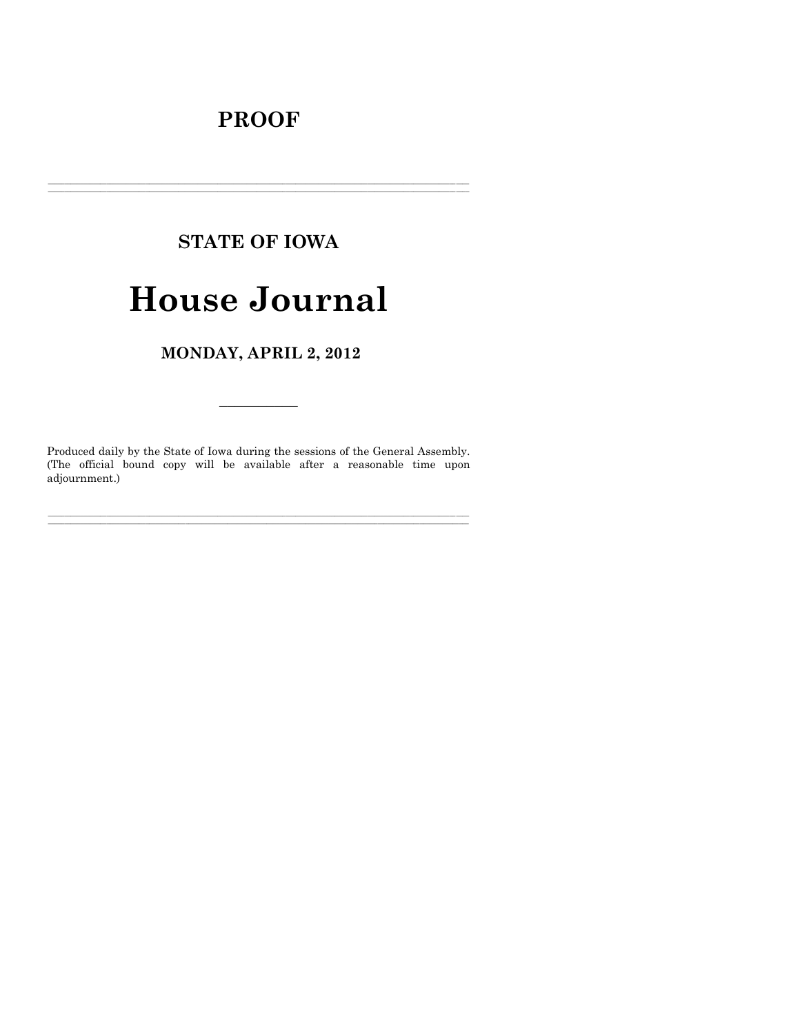# PROOF

---

## STATE OF IOWA

# House Journal

### MONDAY, APRIL 2, 2012

---

Produced daily by the State of Iowa during the sessions of the General Assembly. (The official bound copy will be available after a reasonable time upon adjournment.)

---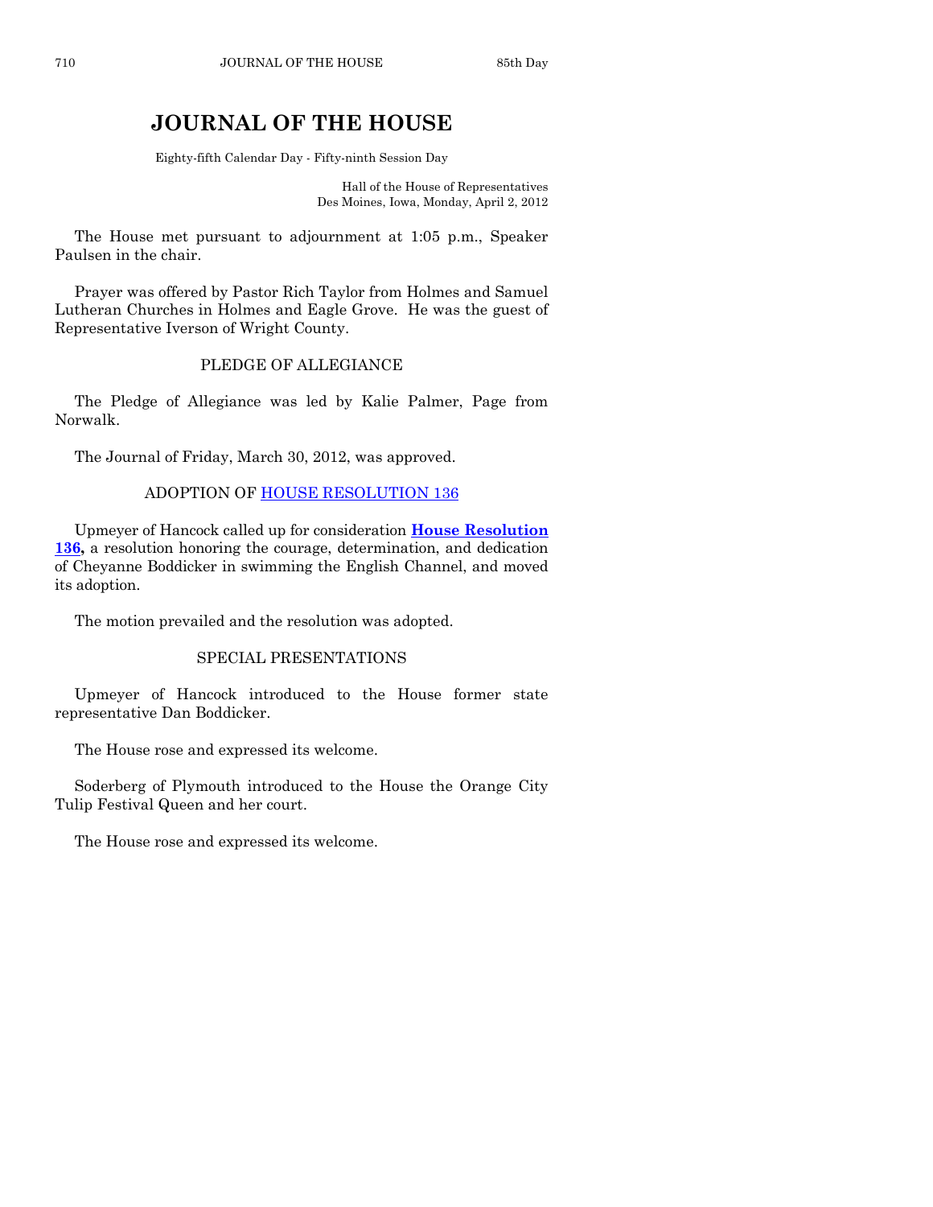# JOURNAL OF THE HOUSE

Eighty-fifth Calendar Day - Fifty-ninth Session Day

Hall of the House of Representatives
Des Moines, Iowa, Monday, April 2, 2012

The House met pursuant to adjournment at 1:05 p.m., Speaker Paulsen in the chair.

Prayer was offered by Pastor Rich Taylor from Holmes and Samuel Lutheran Churches in Holmes and Eagle Grove. He was the guest of Representative Iverson of Wright County.

## PLEDGE OF ALLEGIANCE

The Pledge of Allegiance was led by Kalie Palmer, Page from Norwalk.

The Journal of Friday, March 30, 2012, was approved.

## ADOPTION OF HOUSE RESOLUTION 136

Upmeyer of Hancock called up for consideration **House Resolution 136,** a resolution honoring the courage, determination, and dedication of Cheyanne Boddicker in swimming the English Channel, and moved its adoption.

The motion prevailed and the resolution was adopted.

## SPECIAL PRESENTATIONS

Upmeyer of Hancock introduced to the House former state representative Dan Boddicker.

The House rose and expressed its welcome.

Soderberg of Plymouth introduced to the House the Orange City Tulip Festival Queen and her court.

The House rose and expressed its welcome.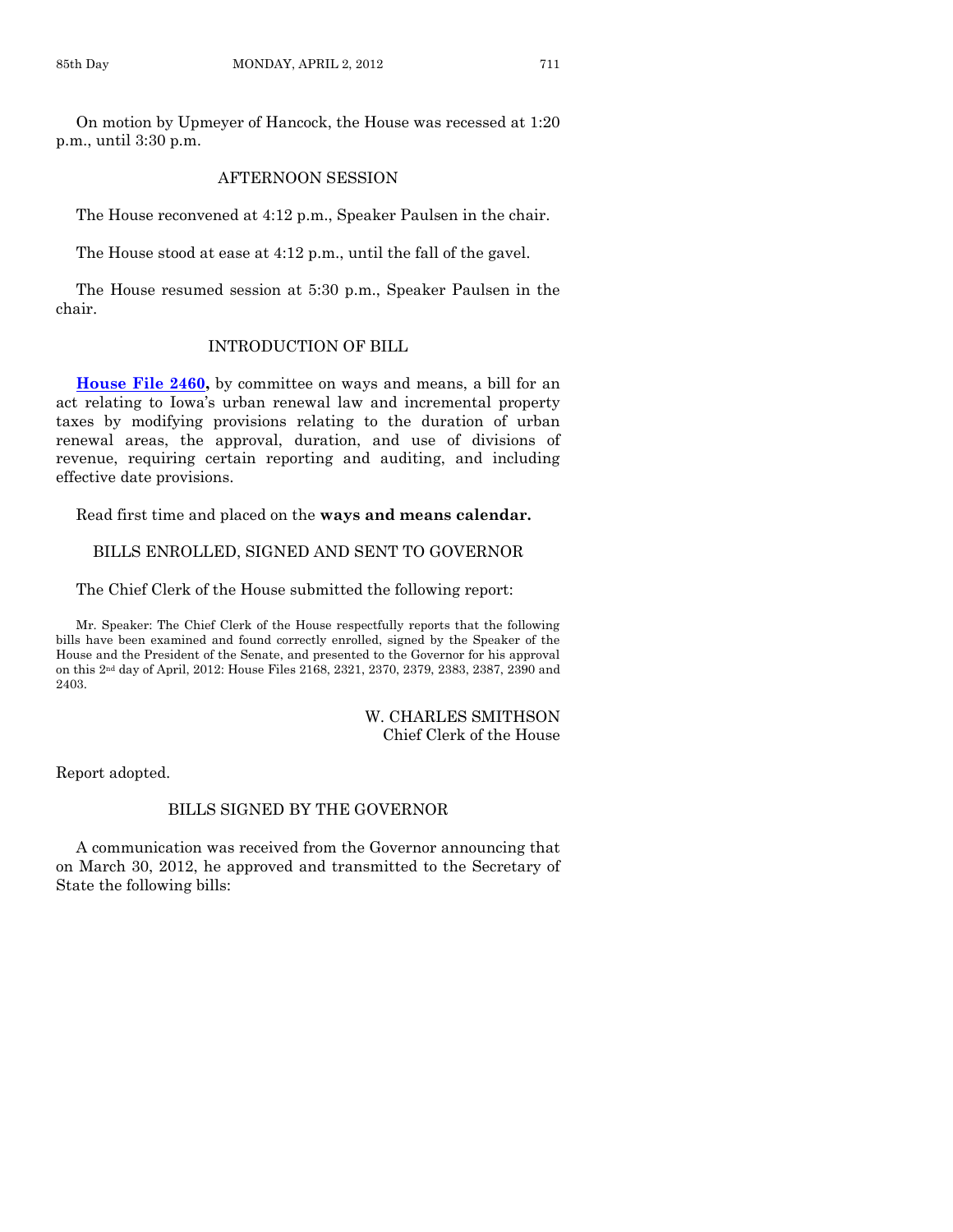On motion by Upmeyer of Hancock, the House was recessed at 1:20 p.m., until 3:30 p.m.

## AFTERNOON SESSION

The House reconvened at 4:12 p.m., Speaker Paulsen in the chair.

The House stood at ease at 4:12 p.m., until the fall of the gavel.

The House resumed session at 5:30 p.m., Speaker Paulsen in the chair.

## INTRODUCTION OF BILL

**House File 2460,** by committee on ways and means, a bill for an act relating to Iowa's urban renewal law and incremental property taxes by modifying provisions relating to the duration of urban renewal areas, the approval, duration, and use of divisions of revenue, requiring certain reporting and auditing, and including effective date provisions.

Read first time and placed on the **ways and means calendar.**

## BILLS ENROLLED, SIGNED AND SENT TO GOVERNOR

The Chief Clerk of the House submitted the following report:

Mr. Speaker: The Chief Clerk of the House respectfully reports that the following bills have been examined and found correctly enrolled, signed by the Speaker of the House and the President of the Senate, and presented to the Governor for his approval on this 2nd day of April, 2012: House Files 2168, 2321, 2370, 2379, 2383, 2387, 2390 and 2403.

W. CHARLES SMITHSON
Chief Clerk of the House

Report adopted.

## BILLS SIGNED BY THE GOVERNOR

A communication was received from the Governor announcing that on March 30, 2012, he approved and transmitted to the Secretary of State the following bills: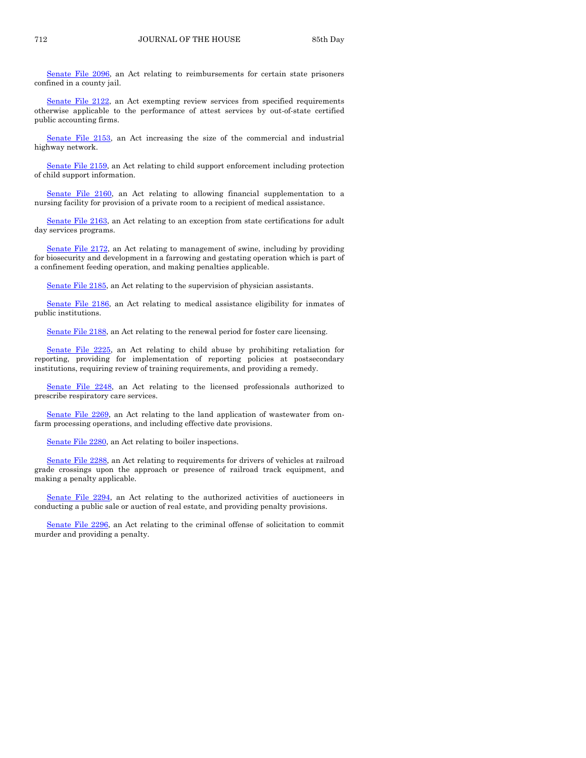Senate File 2096, an Act relating to reimbursements for certain state prisoners confined in a county jail.

Senate File 2122, an Act exempting review services from specified requirements otherwise applicable to the performance of attest services by out-of-state certified public accounting firms.

Senate File 2153, an Act increasing the size of the commercial and industrial highway network.

Senate File 2159, an Act relating to child support enforcement including protection of child support information.

Senate File 2160, an Act relating to allowing financial supplementation to a nursing facility for provision of a private room to a recipient of medical assistance.

Senate File 2163, an Act relating to an exception from state certifications for adult day services programs.

Senate File 2172, an Act relating to management of swine, including by providing for biosecurity and development in a farrowing and gestating operation which is part of a confinement feeding operation, and making penalties applicable.

Senate File 2185, an Act relating to the supervision of physician assistants.

Senate File 2186, an Act relating to medical assistance eligibility for inmates of public institutions.

Senate File 2188, an Act relating to the renewal period for foster care licensing.

Senate File 2225, an Act relating to child abuse by prohibiting retaliation for reporting, providing for implementation of reporting policies at postsecondary institutions, requiring review of training requirements, and providing a remedy.

Senate File 2248, an Act relating to the licensed professionals authorized to prescribe respiratory care services.

Senate File 2269, an Act relating to the land application of wastewater from on-farm processing operations, and including effective date provisions.

Senate File 2280, an Act relating to boiler inspections.

Senate File 2288, an Act relating to requirements for drivers of vehicles at railroad grade crossings upon the approach or presence of railroad track equipment, and making a penalty applicable.

Senate File 2294, an Act relating to the authorized activities of auctioneers in conducting a public sale or auction of real estate, and providing penalty provisions.

Senate File 2296, an Act relating to the criminal offense of solicitation to commit murder and providing a penalty.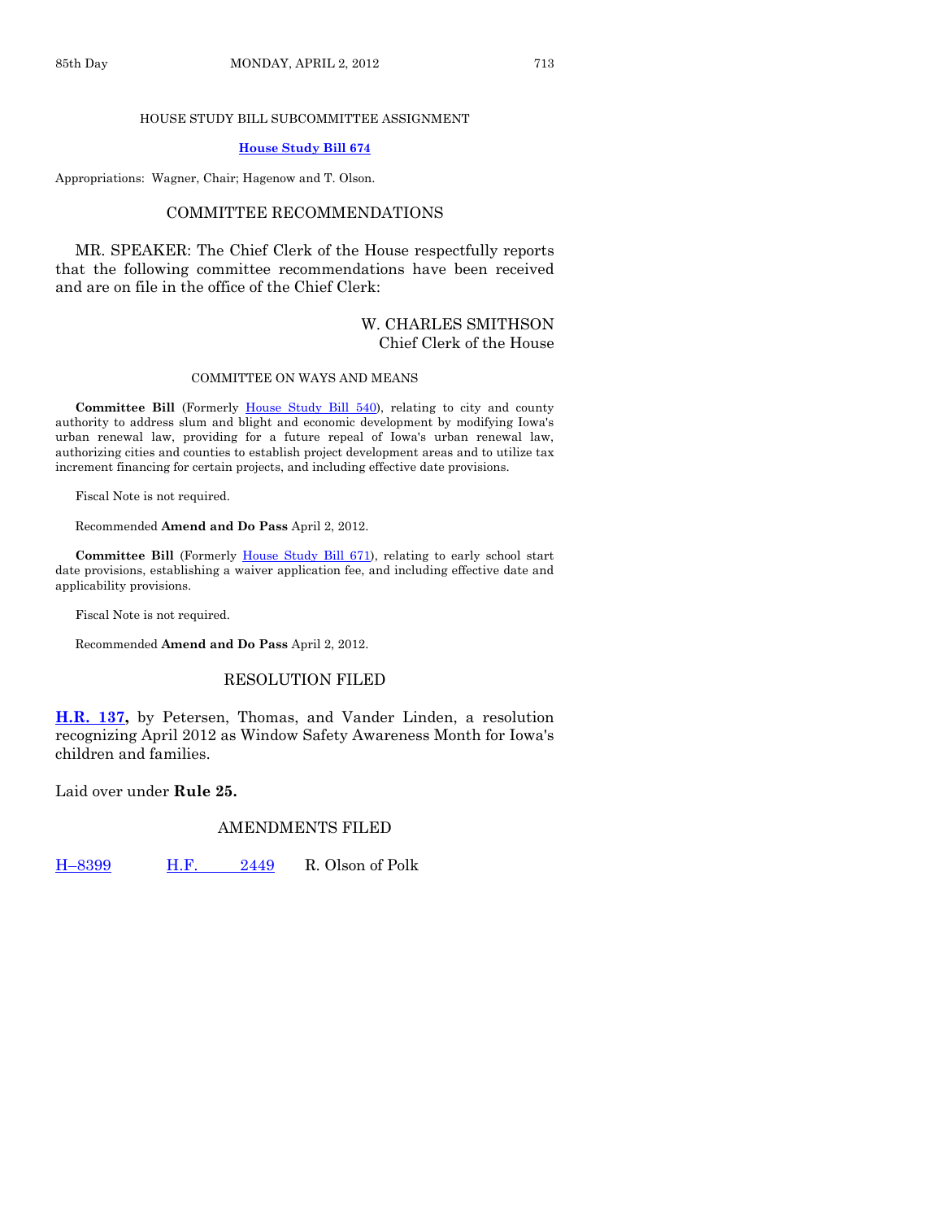HOUSE STUDY BILL SUBCOMMITTEE ASSIGNMENT

**House Study Bill 674**

Appropriations: Wagner, Chair; Hagenow and T. Olson.

## COMMITTEE RECOMMENDATIONS

MR. SPEAKER: The Chief Clerk of the House respectfully reports that the following committee recommendations have been received and are on file in the office of the Chief Clerk:

W. CHARLES SMITHSON
Chief Clerk of the House

### COMMITTEE ON WAYS AND MEANS

**Committee Bill** (Formerly House Study Bill 540), relating to city and county authority to address slum and blight and economic development by modifying Iowa's urban renewal law, providing for a future repeal of Iowa's urban renewal law, authorizing cities and counties to establish project development areas and to utilize tax increment financing for certain projects, and including effective date provisions.

Fiscal Note is not required.

Recommended **Amend and Do Pass** April 2, 2012.

**Committee Bill** (Formerly House Study Bill 671), relating to early school start date provisions, establishing a waiver application fee, and including effective date and applicability provisions.

Fiscal Note is not required.

Recommended **Amend and Do Pass** April 2, 2012.

## RESOLUTION FILED

**H.R. 137,** by Petersen, Thomas, and Vander Linden, a resolution recognizing April 2012 as Window Safety Awareness Month for Iowa's children and families.

Laid over under **Rule 25.**

## AMENDMENTS FILED

| | | |
|---|---|---|
| H–8399 | H.F. 2449 | R. Olson of Polk |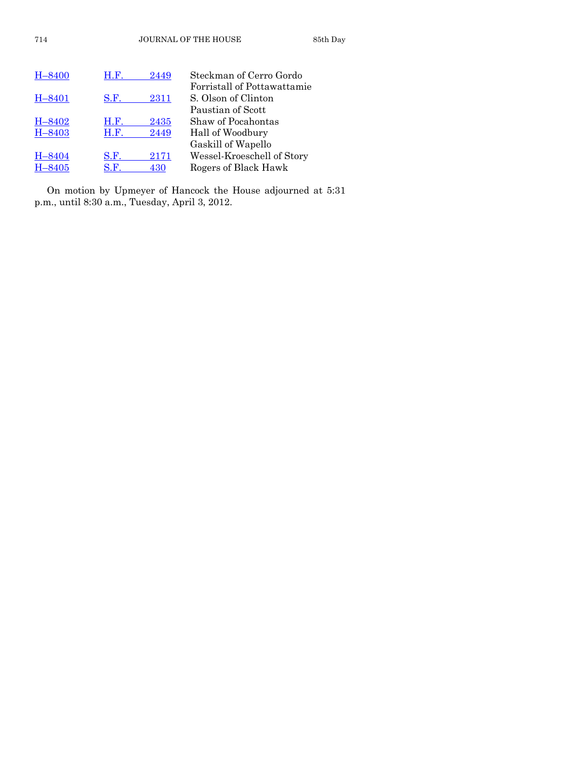| | | | |
|---|---|---|---|
| H–8400 | H.F. | 2449 | Steckman of Cerro Gordo<br>Forristall of Pottawattamie |
| H–8401 | S.F. | 2311 | S. Olson of Clinton<br>Paustian of Scott |
| H–8402 | H.F. | 2435 | Shaw of Pocahontas |
| H–8403 | H.F. | 2449 | Hall of Woodbury<br>Gaskill of Wapello |
| H–8404 | S.F. | 2171 | Wessel-Kroeschell of Story |
| H–8405 | S.F. | 430 | Rogers of Black Hawk |

On motion by Upmeyer of Hancock the House adjourned at 5:31 p.m., until 8:30 a.m., Tuesday, April 3, 2012.